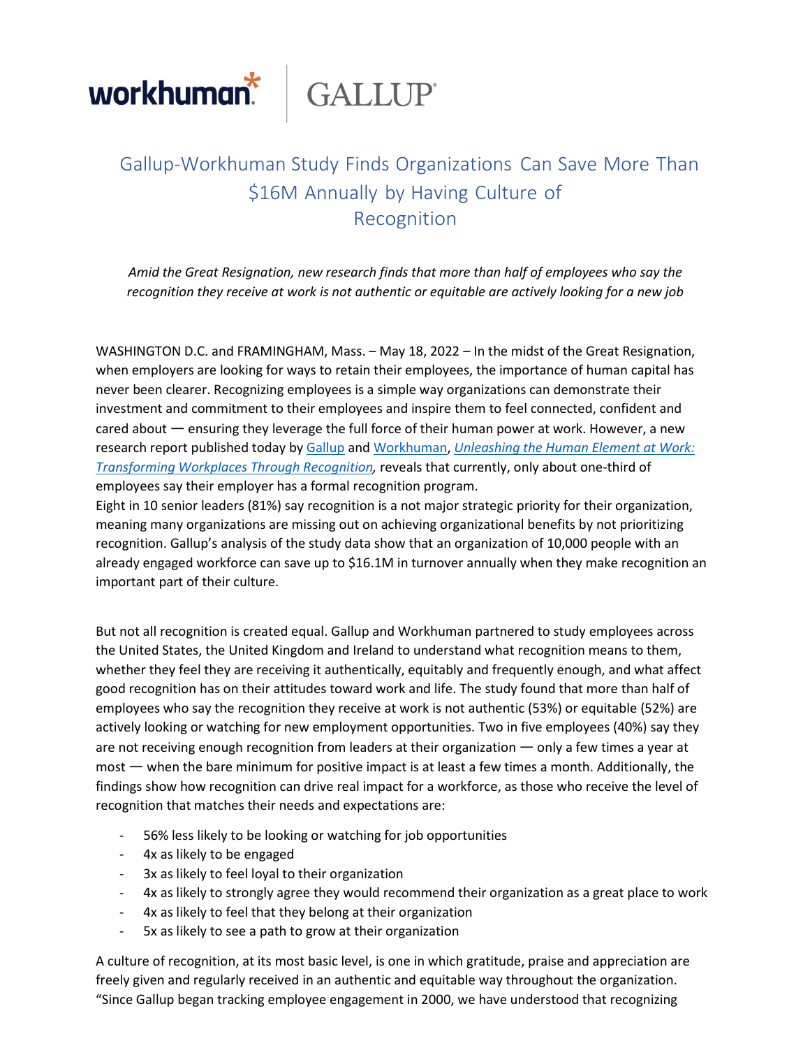# Gallup-Workhuman Study Finds Organizations Can Save More Than $16M Annually by Having Culture of Recognition

*Amid the Great Resignation, new research finds that more than half of employees who say the recognition they receive at work is not authentic or equitable are actively looking for a new job*

WASHINGTON D.C. and FRAMINGHAM, Mass. – May 18, 2022 – In the midst of the Great Resignation, when employers are looking for ways to retain their employees, the importance of human capital has never been clearer. Recognizing employees is a simple way organizations can demonstrate their investment and commitment to their employees and inspire them to feel connected, confident and cared about — ensuring they leverage the full force of their human power at work. However, a new research report published today by Gallup and Workhuman, *Unleashing the Human Element at Work: Transforming Workplaces Through Recognition,* reveals that currently, only about one-third of employees say their employer has a formal recognition program.

Eight in 10 senior leaders (81%) say recognition is a not major strategic priority for their organization, meaning many organizations are missing out on achieving organizational benefits by not prioritizing recognition. Gallup's analysis of the study data show that an organization of 10,000 people with an already engaged workforce can save up to $16.1M in turnover annually when they make recognition an important part of their culture.

But not all recognition is created equal. Gallup and Workhuman partnered to study employees across the United States, the United Kingdom and Ireland to understand what recognition means to them, whether they feel they are receiving it authentically, equitably and frequently enough, and what affect good recognition has on their attitudes toward work and life. The study found that more than half of employees who say the recognition they receive at work is not authentic (53%) or equitable (52%) are actively looking or watching for new employment opportunities. Two in five employees (40%) say they are not receiving enough recognition from leaders at their organization — only a few times a year at most — when the bare minimum for positive impact is at least a few times a month. Additionally, the findings show how recognition can drive real impact for a workforce, as those who receive the level of recognition that matches their needs and expectations are:

- 56% less likely to be looking or watching for job opportunities
- 4x as likely to be engaged
- 3x as likely to feel loyal to their organization
- 4x as likely to strongly agree they would recommend their organization as a great place to work
- 4x as likely to feel that they belong at their organization
- 5x as likely to see a path to grow at their organization

A culture of recognition, at its most basic level, is one in which gratitude, praise and appreciation are freely given and regularly received in an authentic and equitable way throughout the organization. "Since Gallup began tracking employee engagement in 2000, we have understood that recognizing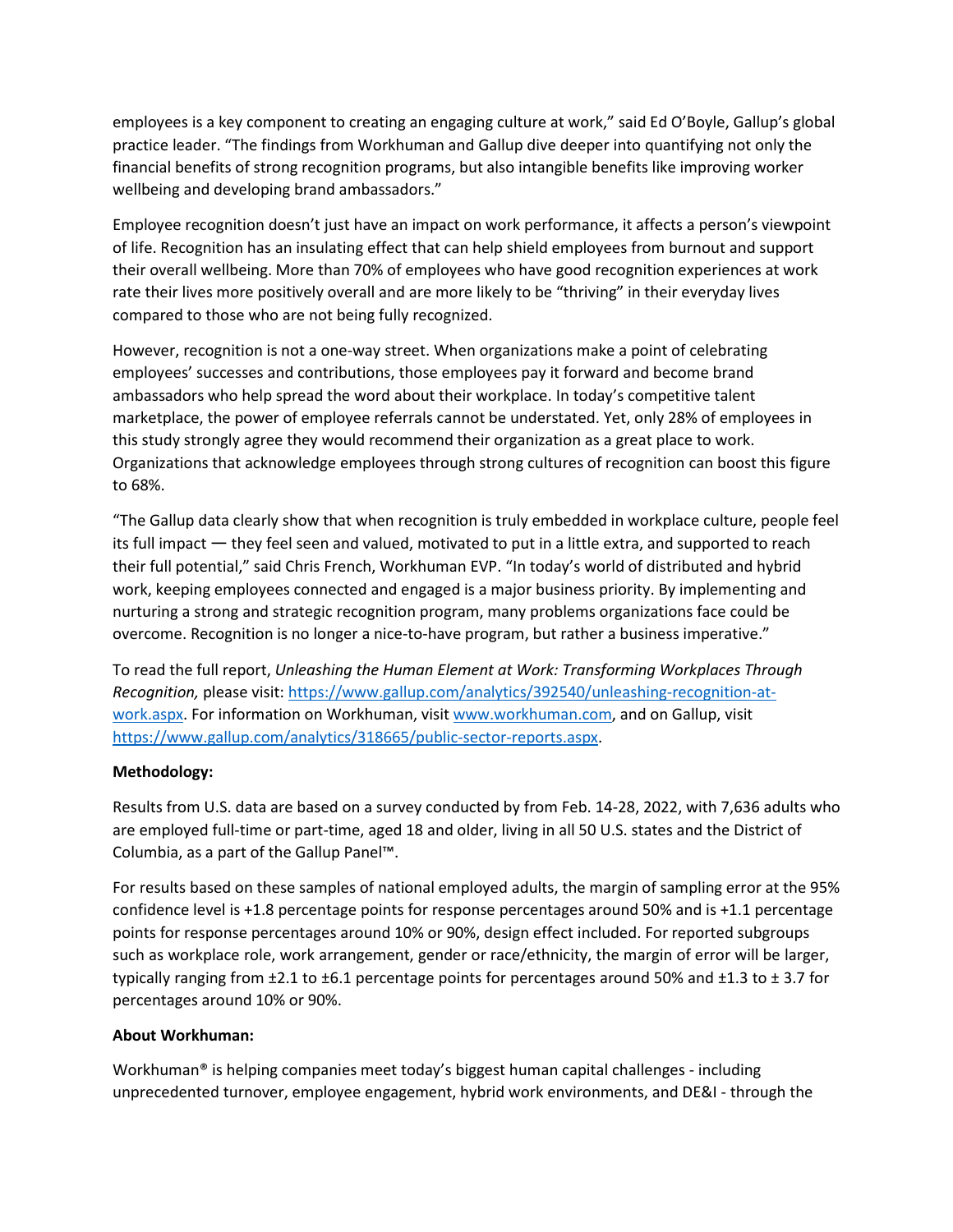employees is a key component to creating an engaging culture at work," said Ed O'Boyle, Gallup's global practice leader. "The findings from Workhuman and Gallup dive deeper into quantifying not only the financial benefits of strong recognition programs, but also intangible benefits like improving worker wellbeing and developing brand ambassadors."

Employee recognition doesn't just have an impact on work performance, it affects a person's viewpoint of life. Recognition has an insulating effect that can help shield employees from burnout and support their overall wellbeing. More than 70% of employees who have good recognition experiences at work rate their lives more positively overall and are more likely to be "thriving" in their everyday lives compared to those who are not being fully recognized.

However, recognition is not a one-way street. When organizations make a point of celebrating employees' successes and contributions, those employees pay it forward and become brand ambassadors who help spread the word about their workplace. In today's competitive talent marketplace, the power of employee referrals cannot be understated. Yet, only 28% of employees in this study strongly agree they would recommend their organization as a great place to work. Organizations that acknowledge employees through strong cultures of recognition can boost this figure to 68%.

"The Gallup data clearly show that when recognition is truly embedded in workplace culture, people feel its full impact — they feel seen and valued, motivated to put in a little extra, and supported to reach their full potential," said Chris French, Workhuman EVP. "In today's world of distributed and hybrid work, keeping employees connected and engaged is a major business priority. By implementing and nurturing a strong and strategic recognition program, many problems organizations face could be overcome. Recognition is no longer a nice-to-have program, but rather a business imperative."

To read the full report, *Unleashing the Human Element at Work: Transforming Workplaces Through Recognition,* please visit: [https://www.gallup.com/analytics/392540/unleashing-recognition-at-work.aspx](https://www.gallup.com/analytics/392540/unleashing-recognition-at-work.aspx). For information on Workhuman, visit [www.workhuman.com](www.workhuman.com), and on Gallup, visit [https://www.gallup.com/analytics/318665/public-sector-reports.aspx](https://www.gallup.com/analytics/318665/public-sector-reports.aspx).

**Methodology:**

Results from U.S. data are based on a survey conducted by from Feb. 14-28, 2022, with 7,636 adults who are employed full-time or part-time, aged 18 and older, living in all 50 U.S. states and the District of Columbia, as a part of the Gallup Panel™.

For results based on these samples of national employed adults, the margin of sampling error at the 95% confidence level is +1.8 percentage points for response percentages around 50% and is +1.1 percentage points for response percentages around 10% or 90%, design effect included. For reported subgroups such as workplace role, work arrangement, gender or race/ethnicity, the margin of error will be larger, typically ranging from ±2.1 to ±6.1 percentage points for percentages around 50% and ±1.3 to ± 3.7 for percentages around 10% or 90%.

**About Workhuman:**

Workhuman® is helping companies meet today's biggest human capital challenges - including unprecedented turnover, employee engagement, hybrid work environments, and DE&I - through the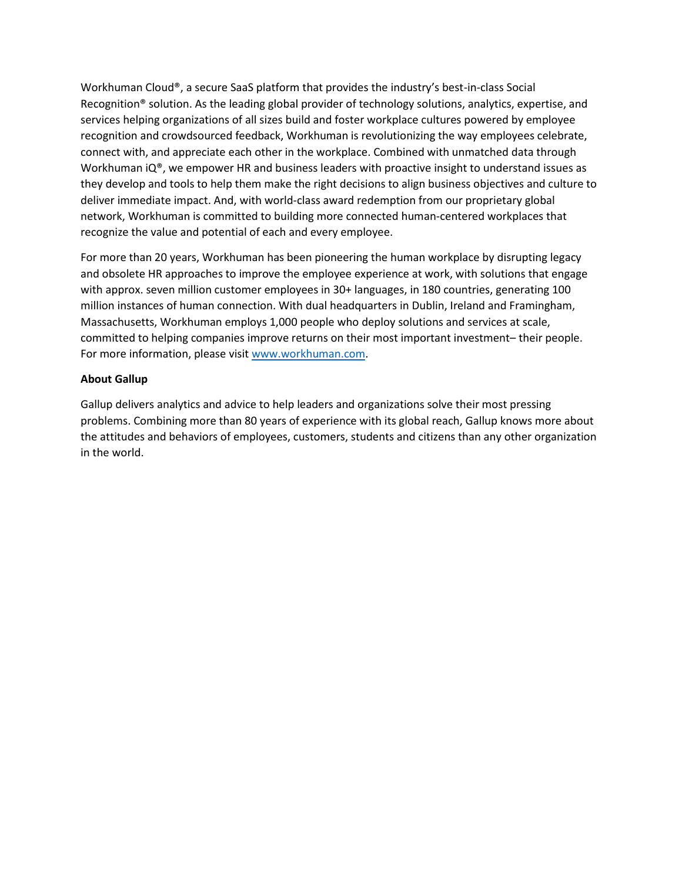Workhuman Cloud®, a secure SaaS platform that provides the industry's best-in-class Social Recognition® solution. As the leading global provider of technology solutions, analytics, expertise, and services helping organizations of all sizes build and foster workplace cultures powered by employee recognition and crowdsourced feedback, Workhuman is revolutionizing the way employees celebrate, connect with, and appreciate each other in the workplace. Combined with unmatched data through Workhuman iQ®, we empower HR and business leaders with proactive insight to understand issues as they develop and tools to help them make the right decisions to align business objectives and culture to deliver immediate impact. And, with world-class award redemption from our proprietary global network, Workhuman is committed to building more connected human-centered workplaces that recognize the value and potential of each and every employee.

For more than 20 years, Workhuman has been pioneering the human workplace by disrupting legacy and obsolete HR approaches to improve the employee experience at work, with solutions that engage with approx. seven million customer employees in 30+ languages, in 180 countries, generating 100 million instances of human connection. With dual headquarters in Dublin, Ireland and Framingham, Massachusetts, Workhuman employs 1,000 people who deploy solutions and services at scale, committed to helping companies improve returns on their most important investment– their people. For more information, please visit [www.workhuman.com](www.workhuman.com).

**About Gallup**

Gallup delivers analytics and advice to help leaders and organizations solve their most pressing problems. Combining more than 80 years of experience with its global reach, Gallup knows more about the attitudes and behaviors of employees, customers, students and citizens than any other organization in the world.